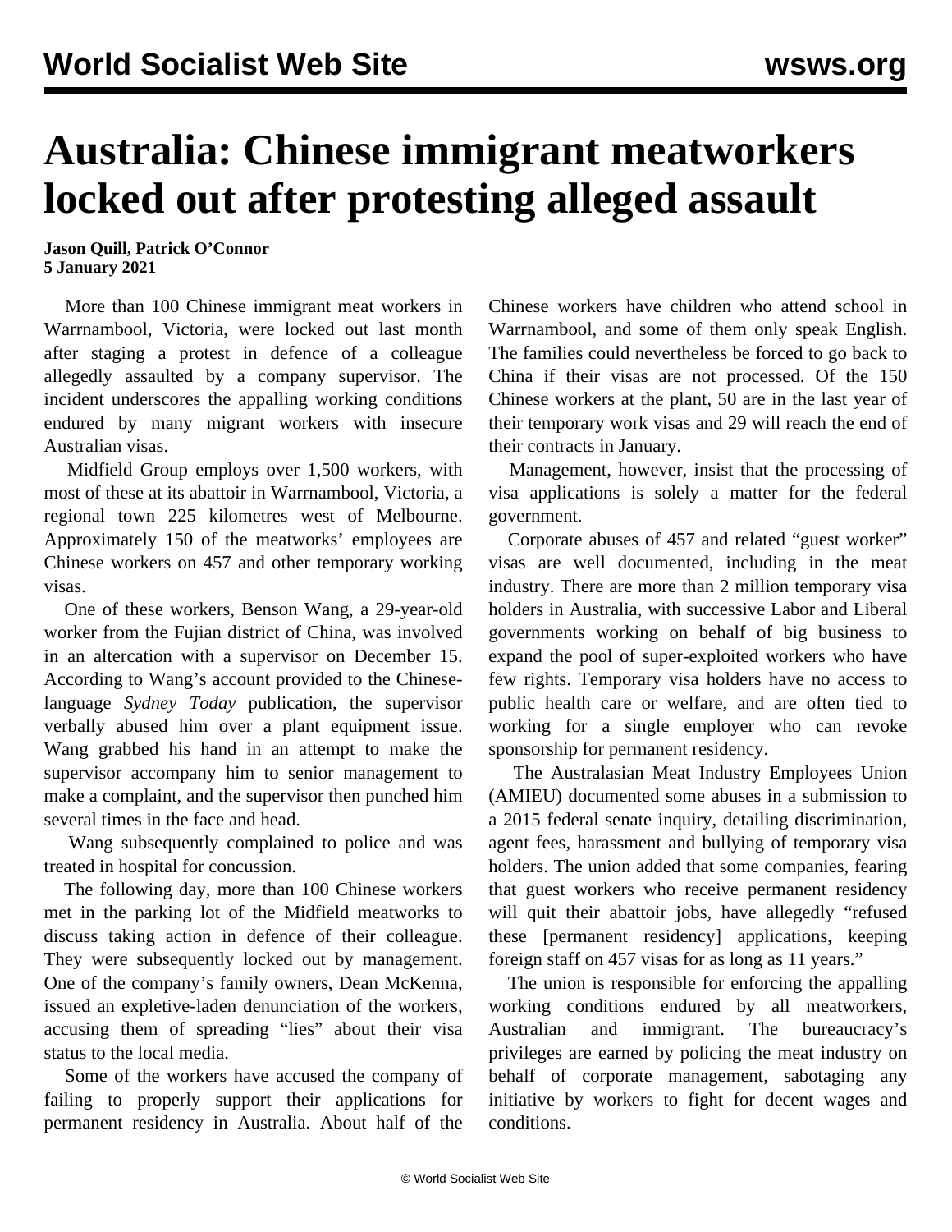# Australia: Chinese immigrant meatworkers locked out after protesting alleged assault

**Jason Quill, Patrick O'Connor**
**5 January 2021**

More than 100 Chinese immigrant meat workers in Warrnambool, Victoria, were locked out last month after staging a protest in defence of a colleague allegedly assaulted by a company supervisor. The incident underscores the appalling working conditions endured by many migrant workers with insecure Australian visas.

Midfield Group employs over 1,500 workers, with most of these at its abattoir in Warrnambool, Victoria, a regional town 225 kilometres west of Melbourne. Approximately 150 of the meatworks' employees are Chinese workers on 457 and other temporary working visas.

One of these workers, Benson Wang, a 29-year-old worker from the Fujian district of China, was involved in an altercation with a supervisor on December 15. According to Wang's account provided to the Chinese-language *Sydney Today* publication, the supervisor verbally abused him over a plant equipment issue. Wang grabbed his hand in an attempt to make the supervisor accompany him to senior management to make a complaint, and the supervisor then punched him several times in the face and head.

Wang subsequently complained to police and was treated in hospital for concussion.

The following day, more than 100 Chinese workers met in the parking lot of the Midfield meatworks to discuss taking action in defence of their colleague. They were subsequently locked out by management. One of the company's family owners, Dean McKenna, issued an expletive-laden denunciation of the workers, accusing them of spreading "lies" about their visa status to the local media.

Some of the workers have accused the company of failing to properly support their applications for permanent residency in Australia. About half of the Chinese workers have children who attend school in Warrnambool, and some of them only speak English. The families could nevertheless be forced to go back to China if their visas are not processed. Of the 150 Chinese workers at the plant, 50 are in the last year of their temporary work visas and 29 will reach the end of their contracts in January.

Management, however, insist that the processing of visa applications is solely a matter for the federal government.

Corporate abuses of 457 and related "guest worker" visas are well documented, including in the meat industry. There are more than 2 million temporary visa holders in Australia, with successive Labor and Liberal governments working on behalf of big business to expand the pool of super-exploited workers who have few rights. Temporary visa holders have no access to public health care or welfare, and are often tied to working for a single employer who can revoke sponsorship for permanent residency.

The Australasian Meat Industry Employees Union (AMIEU) documented some abuses in a submission to a 2015 federal senate inquiry, detailing discrimination, agent fees, harassment and bullying of temporary visa holders. The union added that some companies, fearing that guest workers who receive permanent residency will quit their abattoir jobs, have allegedly "refused these [permanent residency] applications, keeping foreign staff on 457 visas for as long as 11 years."

The union is responsible for enforcing the appalling working conditions endured by all meatworkers, Australian and immigrant. The bureaucracy's privileges are earned by policing the meat industry on behalf of corporate management, sabotaging any initiative by workers to fight for decent wages and conditions.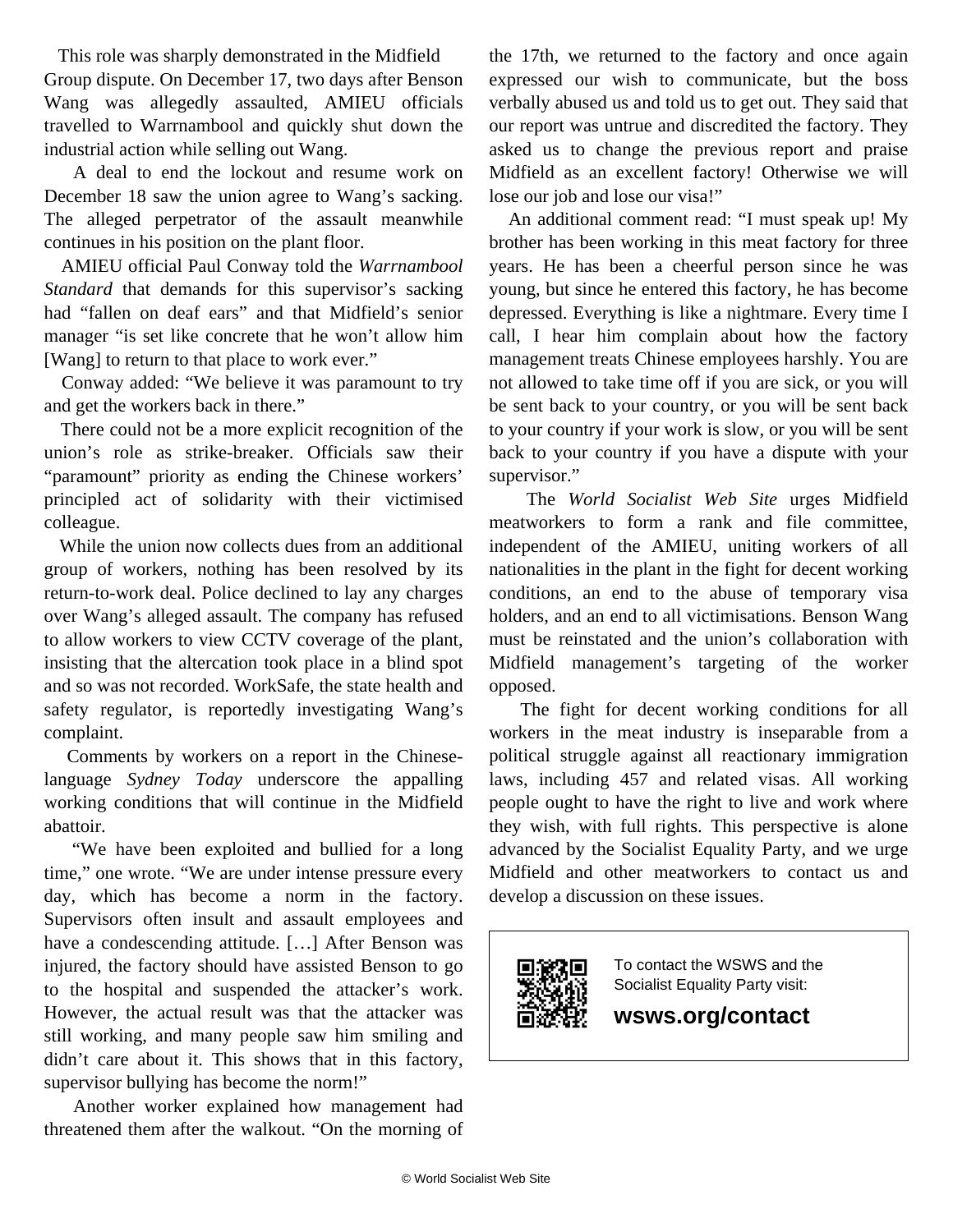This role was sharply demonstrated in the Midfield Group dispute. On December 17, two days after Benson Wang was allegedly assaulted, AMIEU officials travelled to Warrnambool and quickly shut down the industrial action while selling out Wang.

A deal to end the lockout and resume work on December 18 saw the union agree to Wang's sacking. The alleged perpetrator of the assault meanwhile continues in his position on the plant floor.

AMIEU official Paul Conway told the *Warrnambool Standard* that demands for this supervisor's sacking had "fallen on deaf ears" and that Midfield's senior manager "is set like concrete that he won't allow him [Wang] to return to that place to work ever."

Conway added: "We believe it was paramount to try and get the workers back in there."

There could not be a more explicit recognition of the union's role as strike-breaker. Officials saw their "paramount" priority as ending the Chinese workers' principled act of solidarity with their victimised colleague.

While the union now collects dues from an additional group of workers, nothing has been resolved by its return-to-work deal. Police declined to lay any charges over Wang's alleged assault. The company has refused to allow workers to view CCTV coverage of the plant, insisting that the altercation took place in a blind spot and so was not recorded. WorkSafe, the state health and safety regulator, is reportedly investigating Wang's complaint.

Comments by workers on a report in the Chinese-language *Sydney Today* underscore the appalling working conditions that will continue in the Midfield abattoir.

"We have been exploited and bullied for a long time," one wrote. "We are under intense pressure every day, which has become a norm in the factory. Supervisors often insult and assault employees and have a condescending attitude. […] After Benson was injured, the factory should have assisted Benson to go to the hospital and suspended the attacker's work. However, the actual result was that the attacker was still working, and many people saw him smiling and didn't care about it. This shows that in this factory, supervisor bullying has become the norm!"

Another worker explained how management had threatened them after the walkout. "On the morning of the 17th, we returned to the factory and once again expressed our wish to communicate, but the boss verbally abused us and told us to get out. They said that our report was untrue and discredited the factory. They asked us to change the previous report and praise Midfield as an excellent factory! Otherwise we will lose our job and lose our visa!"

An additional comment read: "I must speak up! My brother has been working in this meat factory for three years. He has been a cheerful person since he was young, but since he entered this factory, he has become depressed. Everything is like a nightmare. Every time I call, I hear him complain about how the factory management treats Chinese employees harshly. You are not allowed to take time off if you are sick, or you will be sent back to your country, or you will be sent back to your country if your work is slow, or you will be sent back to your country if you have a dispute with your supervisor."

The *World Socialist Web Site* urges Midfield meatworkers to form a rank and file committee, independent of the AMIEU, uniting workers of all nationalities in the plant in the fight for decent working conditions, an end to the abuse of temporary visa holders, and an end to all victimisations. Benson Wang must be reinstated and the union's collaboration with Midfield management's targeting of the worker opposed.

The fight for decent working conditions for all workers in the meat industry is inseparable from a political struggle against all reactionary immigration laws, including 457 and related visas. All working people ought to have the right to live and work where they wish, with full rights. This perspective is alone advanced by the Socialist Equality Party, and we urge Midfield and other meatworkers to contact us and develop a discussion on these issues.

To contact the WSWS and the Socialist Equality Party visit:

**wsws.org/contact**